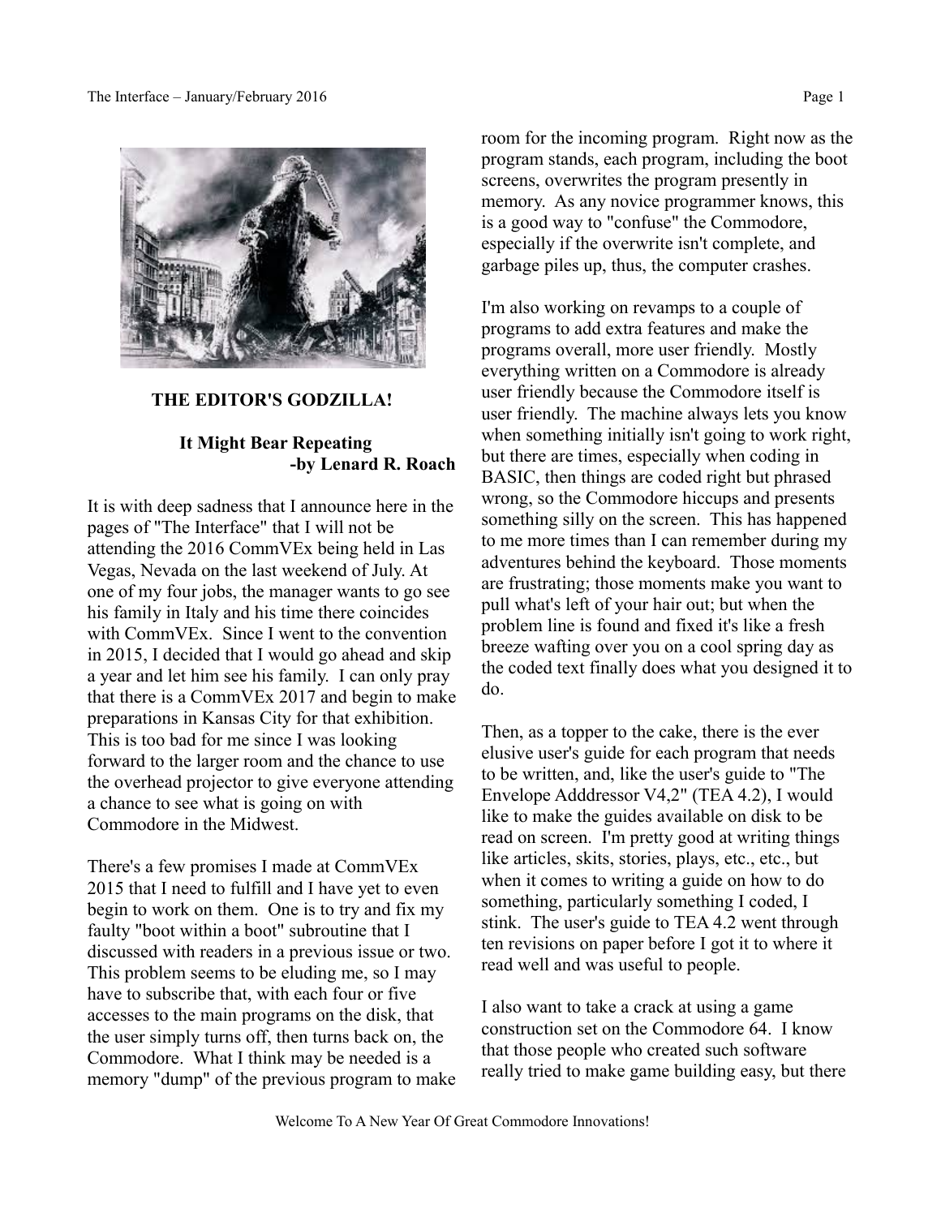# THE EDITOR'S GODZILLA!

## It Might Bear Repeating
**-by Lenard R. Roach**

It is with deep sadness that I announce here in the pages of "The Interface" that I will not be attending the 2016 CommVEx being held in Las Vegas, Nevada on the last weekend of July. At one of my four jobs, the manager wants to go see his family in Italy and his time there coincides with CommVEx. Since I went to the convention in 2015, I decided that I would go ahead and skip a year and let him see his family. I can only pray that there is a CommVEx 2017 and begin to make preparations in Kansas City for that exhibition. This is too bad for me since I was looking forward to the larger room and the chance to use the overhead projector to give everyone attending a chance to see what is going on with Commodore in the Midwest.

There's a few promises I made at CommVEx 2015 that I need to fulfill and I have yet to even begin to work on them. One is to try and fix my faulty "boot within a boot" subroutine that I discussed with readers in a previous issue or two. This problem seems to be eluding me, so I may have to subscribe that, with each four or five accesses to the main programs on the disk, that the user simply turns off, then turns back on, the Commodore. What I think may be needed is a memory "dump" of the previous program to make room for the incoming program. Right now as the program stands, each program, including the boot screens, overwrites the program presently in memory. As any novice programmer knows, this is a good way to "confuse" the Commodore, especially if the overwrite isn't complete, and garbage piles up, thus, the computer crashes.

I'm also working on revamps to a couple of programs to add extra features and make the programs overall, more user friendly. Mostly everything written on a Commodore is already user friendly because the Commodore itself is user friendly. The machine always lets you know when something initially isn't going to work right, but there are times, especially when coding in BASIC, then things are coded right but phrased wrong, so the Commodore hiccups and presents something silly on the screen. This has happened to me more times than I can remember during my adventures behind the keyboard. Those moments are frustrating; those moments make you want to pull what's left of your hair out; but when the problem line is found and fixed it's like a fresh breeze wafting over you on a cool spring day as the coded text finally does what you designed it to do.

Then, as a topper to the cake, there is the ever elusive user's guide for each program that needs to be written, and, like the user's guide to "The Envelope Adddressor V4,2" (TEA 4.2), I would like to make the guides available on disk to be read on screen. I'm pretty good at writing things like articles, skits, stories, plays, etc., etc., but when it comes to writing a guide on how to do something, particularly something I coded, I stink. The user's guide to TEA 4.2 went through ten revisions on paper before I got it to where it read well and was useful to people.

I also want to take a crack at using a game construction set on the Commodore 64. I know that those people who created such software really tried to make game building easy, but there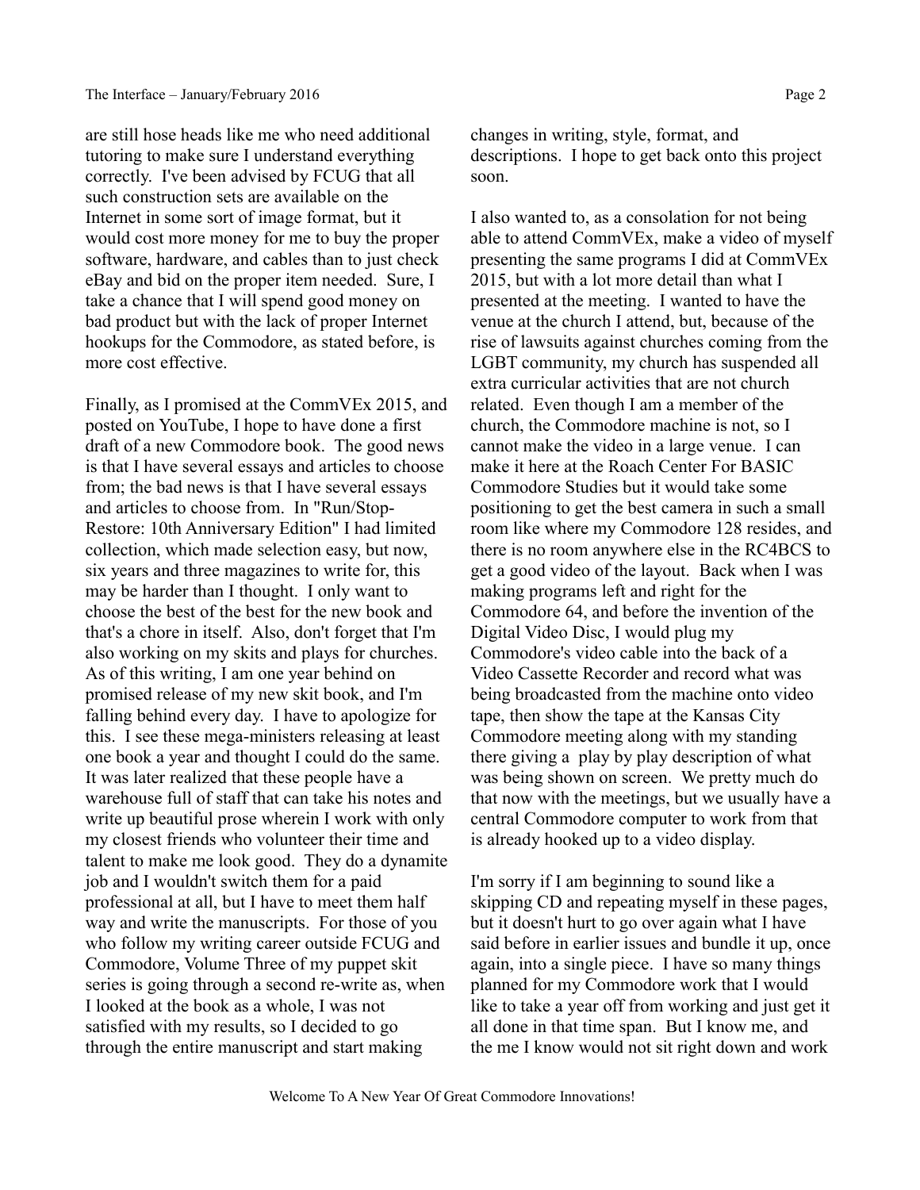are still hose heads like me who need additional tutoring to make sure I understand everything correctly. I've been advised by FCUG that all such construction sets are available on the Internet in some sort of image format, but it would cost more money for me to buy the proper software, hardware, and cables than to just check eBay and bid on the proper item needed. Sure, I take a chance that I will spend good money on bad product but with the lack of proper Internet hookups for the Commodore, as stated before, is more cost effective.

Finally, as I promised at the CommVEx 2015, and posted on YouTube, I hope to have done a first draft of a new Commodore book. The good news is that I have several essays and articles to choose from; the bad news is that I have several essays and articles to choose from. In "Run/Stop-Restore: 10th Anniversary Edition" I had limited collection, which made selection easy, but now, six years and three magazines to write for, this may be harder than I thought. I only want to choose the best of the best for the new book and that's a chore in itself. Also, don't forget that I'm also working on my skits and plays for churches. As of this writing, I am one year behind on promised release of my new skit book, and I'm falling behind every day. I have to apologize for this. I see these mega-ministers releasing at least one book a year and thought I could do the same. It was later realized that these people have a warehouse full of staff that can take his notes and write up beautiful prose wherein I work with only my closest friends who volunteer their time and talent to make me look good. They do a dynamite job and I wouldn't switch them for a paid professional at all, but I have to meet them half way and write the manuscripts. For those of you who follow my writing career outside FCUG and Commodore, Volume Three of my puppet skit series is going through a second re-write as, when I looked at the book as a whole, I was not satisfied with my results, so I decided to go through the entire manuscript and start making changes in writing, style, format, and descriptions. I hope to get back onto this project soon.

I also wanted to, as a consolation for not being able to attend CommVEx, make a video of myself presenting the same programs I did at CommVEx 2015, but with a lot more detail than what I presented at the meeting. I wanted to have the venue at the church I attend, but, because of the rise of lawsuits against churches coming from the LGBT community, my church has suspended all extra curricular activities that are not church related. Even though I am a member of the church, the Commodore machine is not, so I cannot make the video in a large venue. I can make it here at the Roach Center For BASIC Commodore Studies but it would take some positioning to get the best camera in such a small room like where my Commodore 128 resides, and there is no room anywhere else in the RC4BCS to get a good video of the layout. Back when I was making programs left and right for the Commodore 64, and before the invention of the Digital Video Disc, I would plug my Commodore's video cable into the back of a Video Cassette Recorder and record what was being broadcasted from the machine onto video tape, then show the tape at the Kansas City Commodore meeting along with my standing there giving a play by play description of what was being shown on screen. We pretty much do that now with the meetings, but we usually have a central Commodore computer to work from that is already hooked up to a video display.

I'm sorry if I am beginning to sound like a skipping CD and repeating myself in these pages, but it doesn't hurt to go over again what I have said before in earlier issues and bundle it up, once again, into a single piece. I have so many things planned for my Commodore work that I would like to take a year off from working and just get it all done in that time span. But I know me, and the me I know would not sit right down and work

Welcome To A New Year Of Great Commodore Innovations!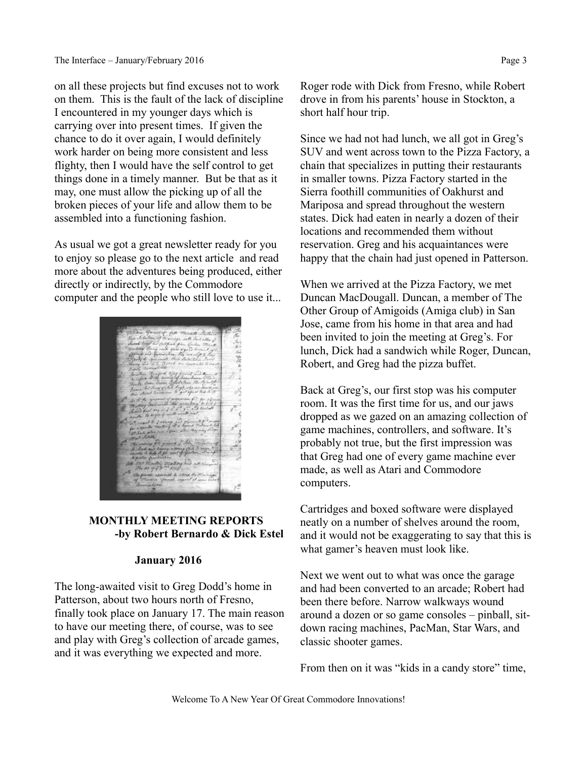on all these projects but find excuses not to work on them. This is the fault of the lack of discipline I encountered in my younger days which is carrying over into present times. If given the chance to do it over again, I would definitely work harder on being more consistent and less flighty, then I would have the self control to get things done in a timely manner. But be that as it may, one must allow the picking up of all the broken pieces of your life and allow them to be assembled into a functioning fashion.

As usual we got a great newsletter ready for you to enjoy so please go to the next article and read more about the adventures being produced, either directly or indirectly, by the Commodore computer and the people who still love to use it...

## MONTHLY MEETING REPORTS

**-by Robert Bernardo & Dick Estel**

### January 2016

The long-awaited visit to Greg Dodd's home in Patterson, about two hours north of Fresno, finally took place on January 17. The main reason to have our meeting there, of course, was to see and play with Greg's collection of arcade games, and it was everything we expected and more.

Roger rode with Dick from Fresno, while Robert drove in from his parents' house in Stockton, a short half hour trip.

Since we had not had lunch, we all got in Greg's SUV and went across town to the Pizza Factory, a chain that specializes in putting their restaurants in smaller towns. Pizza Factory started in the Sierra foothill communities of Oakhurst and Mariposa and spread throughout the western states. Dick had eaten in nearly a dozen of their locations and recommended them without reservation. Greg and his acquaintances were happy that the chain had just opened in Patterson.

When we arrived at the Pizza Factory, we met Duncan MacDougall. Duncan, a member of The Other Group of Amigoids (Amiga club) in San Jose, came from his home in that area and had been invited to join the meeting at Greg's. For lunch, Dick had a sandwich while Roger, Duncan, Robert, and Greg had the pizza buffet.

Back at Greg's, our first stop was his computer room. It was the first time for us, and our jaws dropped as we gazed on an amazing collection of game machines, controllers, and software. It's probably not true, but the first impression was that Greg had one of every game machine ever made, as well as Atari and Commodore computers.

Cartridges and boxed software were displayed neatly on a number of shelves around the room, and it would not be exaggerating to say that this is what gamer's heaven must look like.

Next we went out to what was once the garage and had been converted to an arcade; Robert had been there before. Narrow walkways wound around a dozen or so game consoles – pinball, sit-down racing machines, PacMan, Star Wars, and classic shooter games.

From then on it was "kids in a candy store" time,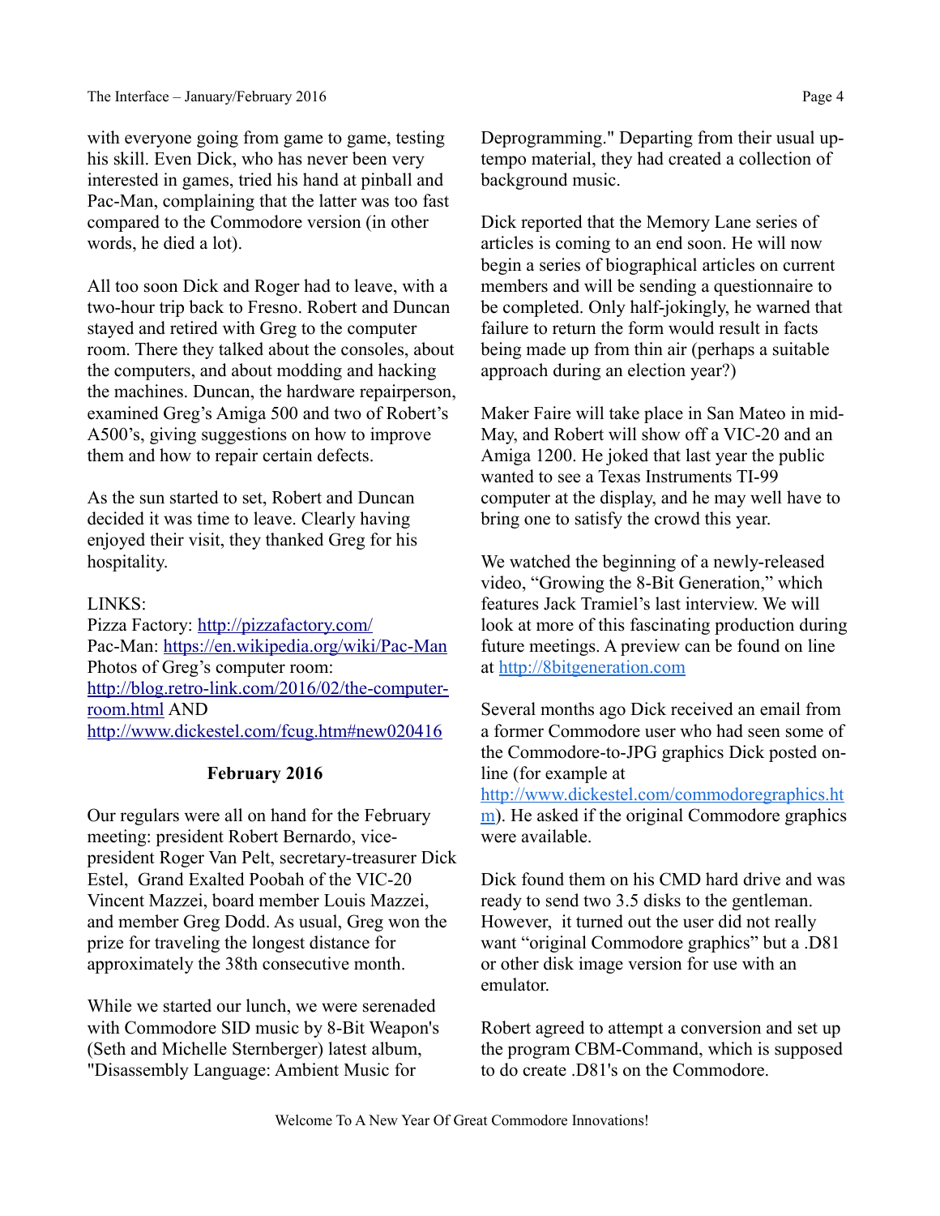with everyone going from game to game, testing his skill. Even Dick, who has never been very interested in games, tried his hand at pinball and Pac-Man, complaining that the latter was too fast compared to the Commodore version (in other words, he died a lot).

All too soon Dick and Roger had to leave, with a two-hour trip back to Fresno. Robert and Duncan stayed and retired with Greg to the computer room. There they talked about the consoles, about the computers, and about modding and hacking the machines. Duncan, the hardware repairperson, examined Greg's Amiga 500 and two of Robert's A500's, giving suggestions on how to improve them and how to repair certain defects.

As the sun started to set, Robert and Duncan decided it was time to leave. Clearly having enjoyed their visit, they thanked Greg for his hospitality.

LINKS:
Pizza Factory: http://pizzafactory.com/
Pac-Man: https://en.wikipedia.org/wiki/Pac-Man
Photos of Greg's computer room:
http://blog.retro-link.com/2016/02/the-computer-room.html AND
http://www.dickestel.com/fcug.htm#new020416

**February 2016**

Our regulars were all on hand for the February meeting: president Robert Bernardo, vice-president Roger Van Pelt, secretary-treasurer Dick Estel, Grand Exalted Poobah of the VIC-20 Vincent Mazzei, board member Louis Mazzei, and member Greg Dodd. As usual, Greg won the prize for traveling the longest distance for approximately the 38th consecutive month.

While we started our lunch, we were serenaded with Commodore SID music by 8-Bit Weapon's (Seth and Michelle Sternberger) latest album, "Disassembly Language: Ambient Music for Deprogramming." Departing from their usual up-tempo material, they had created a collection of background music.

Dick reported that the Memory Lane series of articles is coming to an end soon. He will now begin a series of biographical articles on current members and will be sending a questionnaire to be completed. Only half-jokingly, he warned that failure to return the form would result in facts being made up from thin air (perhaps a suitable approach during an election year?)

Maker Faire will take place in San Mateo in mid-May, and Robert will show off a VIC-20 and an Amiga 1200. He joked that last year the public wanted to see a Texas Instruments TI-99 computer at the display, and he may well have to bring one to satisfy the crowd this year.

We watched the beginning of a newly-released video, "Growing the 8-Bit Generation," which features Jack Tramiel's last interview. We will look at more of this fascinating production during future meetings. A preview can be found on line at http://8bitgeneration.com

Several months ago Dick received an email from a former Commodore user who had seen some of the Commodore-to-JPG graphics Dick posted on-line (for example at http://www.dickestel.com/commodoregraphics.htm). He asked if the original Commodore graphics were available.

Dick found them on his CMD hard drive and was ready to send two 3.5 disks to the gentleman. However, it turned out the user did not really want "original Commodore graphics" but a .D81 or other disk image version for use with an emulator.

Robert agreed to attempt a conversion and set up the program CBM-Command, which is supposed to do create .D81's on the Commodore.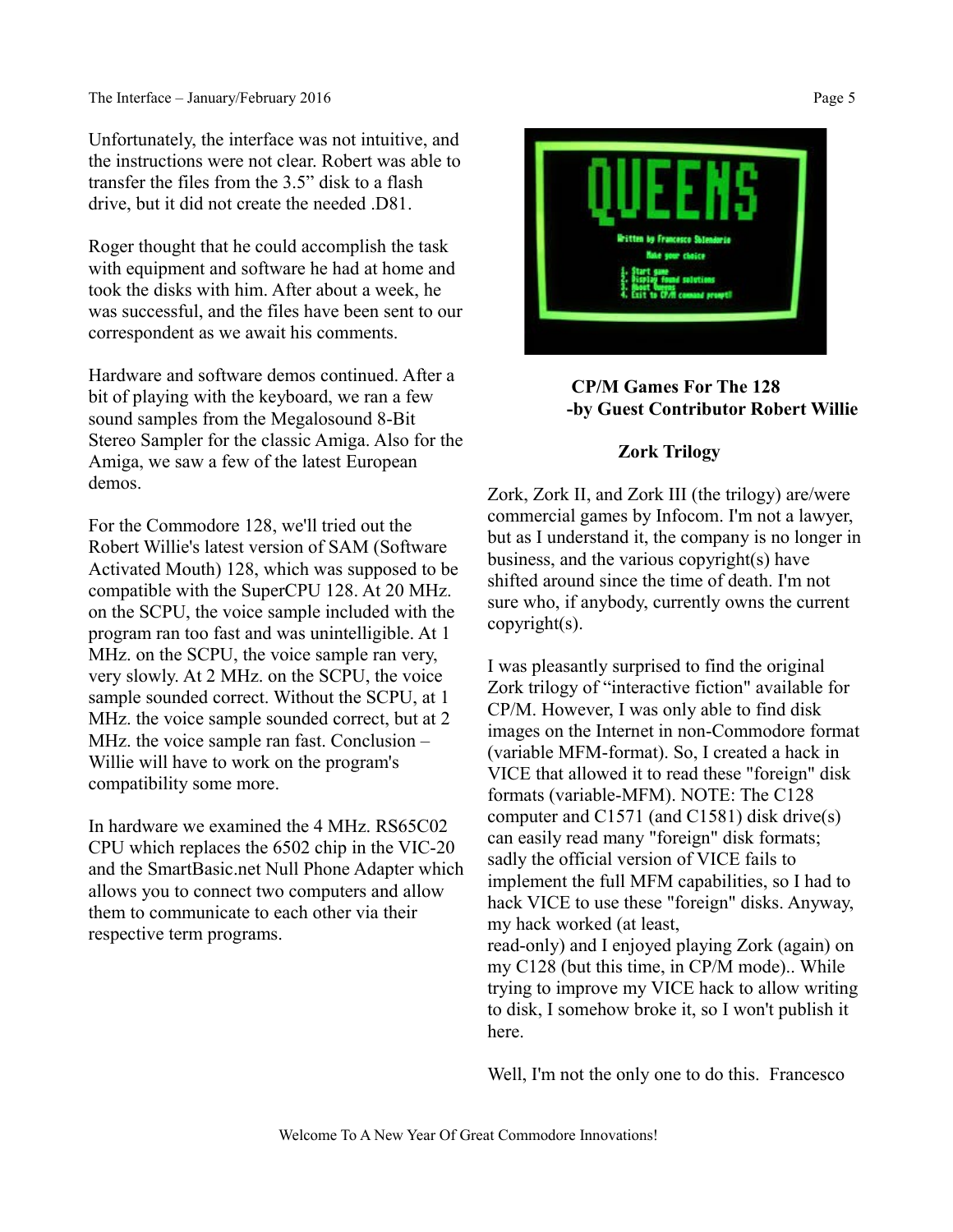Unfortunately, the interface was not intuitive, and the instructions were not clear. Robert was able to transfer the files from the 3.5" disk to a flash drive, but it did not create the needed .D81.

Roger thought that he could accomplish the task with equipment and software he had at home and took the disks with him. After about a week, he was successful, and the files have been sent to our correspondent as we await his comments.

Hardware and software demos continued. After a bit of playing with the keyboard, we ran a few sound samples from the Megalosound 8-Bit Stereo Sampler for the classic Amiga. Also for the Amiga, we saw a few of the latest European demos.

For the Commodore 128, we'll tried out the Robert Willie's latest version of SAM (Software Activated Mouth) 128, which was supposed to be compatible with the SuperCPU 128. At 20 MHz. on the SCPU, the voice sample included with the program ran too fast and was unintelligible. At 1 MHz. on the SCPU, the voice sample ran very, very slowly. At 2 MHz. on the SCPU, the voice sample sounded correct. Without the SCPU, at 1 MHz. the voice sample sounded correct, but at 2 MHz. the voice sample ran fast. Conclusion – Willie will have to work on the program's compatibility some more.

In hardware we examined the 4 MHz. RS65C02 CPU which replaces the 6502 chip in the VIC-20 and the SmartBasic.net Null Phone Adapter which allows you to connect two computers and allow them to communicate to each other via their respective term programs.

## CP/M Games For The 128
**-by Guest Contributor Robert Willie**

### Zork Trilogy

Zork, Zork II, and Zork III (the trilogy) are/were commercial games by Infocom. I'm not a lawyer, but as I understand it, the company is no longer in business, and the various copyright(s) have shifted around since the time of death. I'm not sure who, if anybody, currently owns the current copyright(s).

I was pleasantly surprised to find the original Zork trilogy of "interactive fiction" available for CP/M. However, I was only able to find disk images on the Internet in non-Commodore format (variable MFM-format). So, I created a hack in VICE that allowed it to read these "foreign" disk formats (variable-MFM). NOTE: The C128 computer and C1571 (and C1581) disk drive(s) can easily read many "foreign" disk formats; sadly the official version of VICE fails to implement the full MFM capabilities, so I had to hack VICE to use these "foreign" disks. Anyway, my hack worked (at least, read-only) and I enjoyed playing Zork (again) on my C128 (but this time, in CP/M mode).. While trying to improve my VICE hack to allow writing to disk, I somehow broke it, so I won't publish it here.

Well, I'm not the only one to do this. Francesco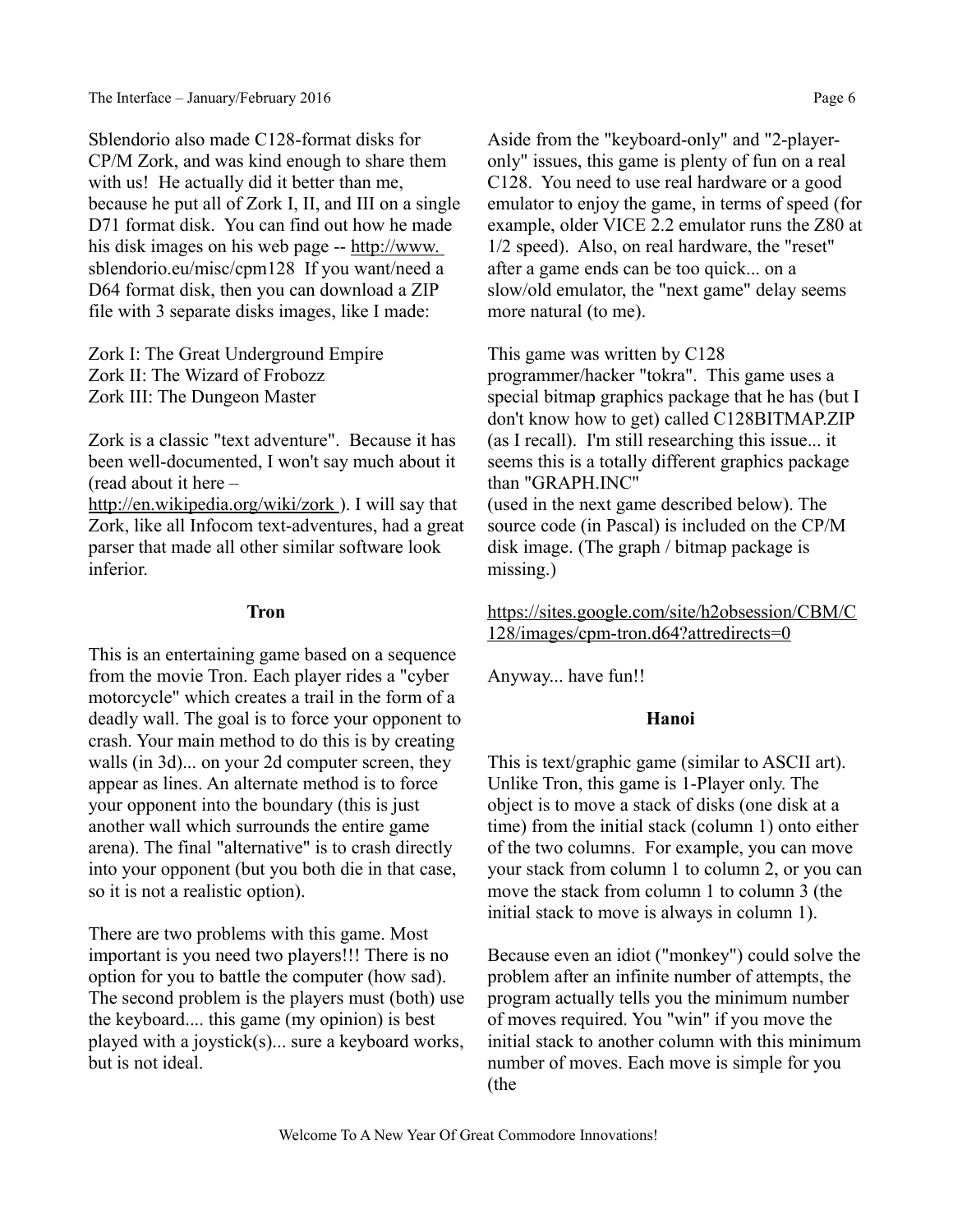Sblendorio also made C128-format disks for CP/M Zork, and was kind enough to share them with us! He actually did it better than me, because he put all of Zork I, II, and III on a single D71 format disk. You can find out how he made his disk images on his web page -- http://www.sblendorio.eu/misc/cpm128 If you want/need a D64 format disk, then you can download a ZIP file with 3 separate disks images, like I made:

Zork I: The Great Underground Empire
Zork II: The Wizard of Frobozz
Zork III: The Dungeon Master

Zork is a classic "text adventure". Because it has been well-documented, I won't say much about it (read about it here – http://en.wikipedia.org/wiki/zork ). I will say that Zork, like all Infocom text-adventures, had a great parser that made all other similar software look inferior.

**Tron**

This is an entertaining game based on a sequence from the movie Tron. Each player rides a "cyber motorcycle" which creates a trail in the form of a deadly wall. The goal is to force your opponent to crash. Your main method to do this is by creating walls (in 3d)... on your 2d computer screen, they appear as lines. An alternate method is to force your opponent into the boundary (this is just another wall which surrounds the entire game arena). The final "alternative" is to crash directly into your opponent (but you both die in that case, so it is not a realistic option).

There are two problems with this game. Most important is you need two players!!! There is no option for you to battle the computer (how sad). The second problem is the players must (both) use the keyboard.... this game (my opinion) is best played with a joystick(s)... sure a keyboard works, but is not ideal.

Aside from the "keyboard-only" and "2-player-only" issues, this game is plenty of fun on a real C128. You need to use real hardware or a good emulator to enjoy the game, in terms of speed (for example, older VICE 2.2 emulator runs the Z80 at 1/2 speed). Also, on real hardware, the "reset" after a game ends can be too quick... on a slow/old emulator, the "next game" delay seems more natural (to me).

This game was written by C128 programmer/hacker "tokra". This game uses a special bitmap graphics package that he has (but I don't know how to get) called C128BITMAP.ZIP (as I recall). I'm still researching this issue... it seems this is a totally different graphics package than "GRAPH.INC" (used in the next game described below). The source code (in Pascal) is included on the CP/M disk image. (The graph / bitmap package is missing.)

https://sites.google.com/site/h2obsession/CBM/C128/images/cpm-tron.d64?attredirects=0

Anyway... have fun!!

**Hanoi**

This is text/graphic game (similar to ASCII art). Unlike Tron, this game is 1-Player only. The object is to move a stack of disks (one disk at a time) from the initial stack (column 1) onto either of the two columns. For example, you can move your stack from column 1 to column 2, or you can move the stack from column 1 to column 3 (the initial stack to move is always in column 1).

Because even an idiot ("monkey") could solve the problem after an infinite number of attempts, the program actually tells you the minimum number of moves required. You "win" if you move the initial stack to another column with this minimum number of moves. Each move is simple for you (the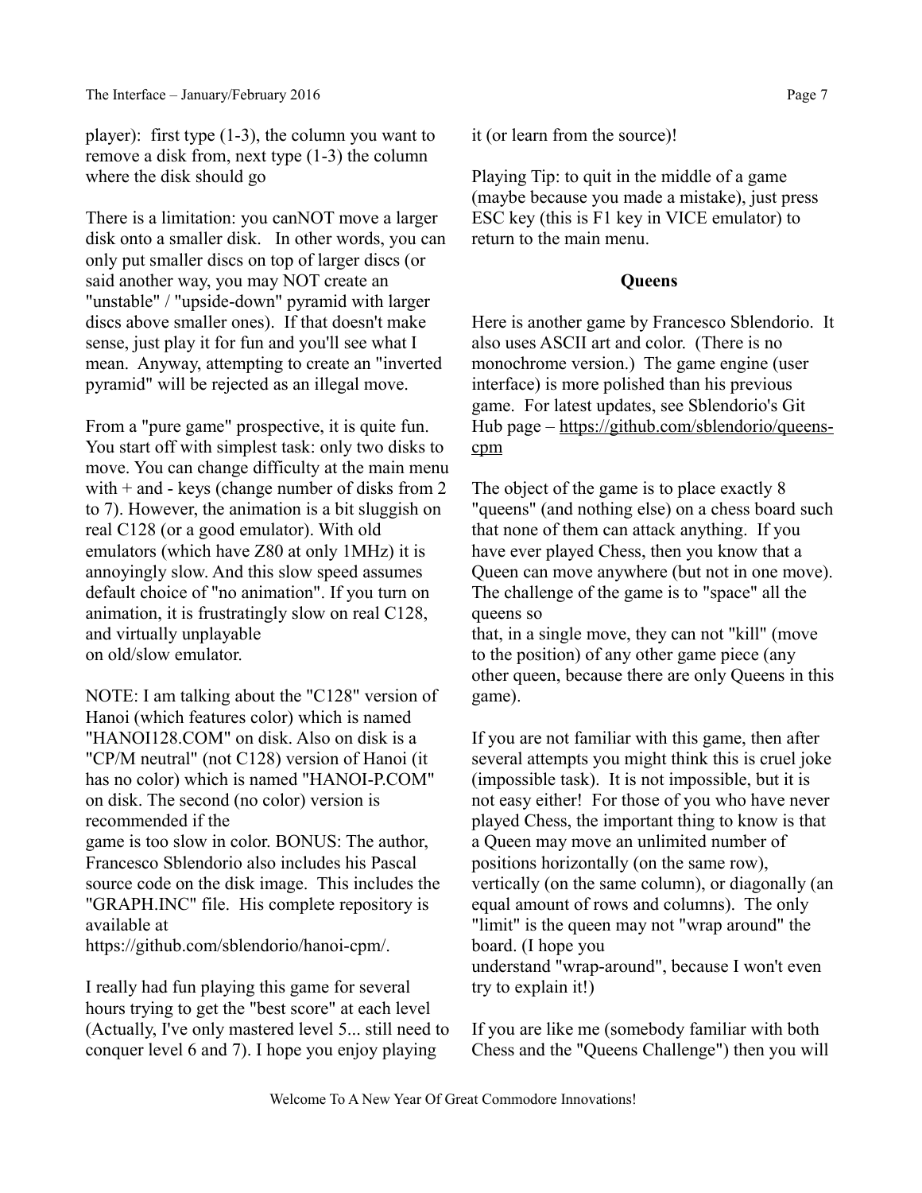player): first type (1-3), the column you want to remove a disk from, next type (1-3) the column where the disk should go

There is a limitation: you canNOT move a larger disk onto a smaller disk. In other words, you can only put smaller discs on top of larger discs (or said another way, you may NOT create an "unstable" / "upside-down" pyramid with larger discs above smaller ones). If that doesn't make sense, just play it for fun and you'll see what I mean. Anyway, attempting to create an "inverted pyramid" will be rejected as an illegal move.

From a "pure game" prospective, it is quite fun. You start off with simplest task: only two disks to move. You can change difficulty at the main menu with + and - keys (change number of disks from 2 to 7). However, the animation is a bit sluggish on real C128 (or a good emulator). With old emulators (which have Z80 at only 1MHz) it is annoyingly slow. And this slow speed assumes default choice of "no animation". If you turn on animation, it is frustratingly slow on real C128, and virtually unplayable on old/slow emulator.

NOTE: I am talking about the "C128" version of Hanoi (which features color) which is named "HANOI128.COM" on disk. Also on disk is a "CP/M neutral" (not C128) version of Hanoi (it has no color) which is named "HANOI-P.COM" on disk. The second (no color) version is recommended if the game is too slow in color. BONUS: The author, Francesco Sblendorio also includes his Pascal source code on the disk image. This includes the "GRAPH.INC" file. His complete repository is available at https://github.com/sblendorio/hanoi-cpm/.

I really had fun playing this game for several hours trying to get the "best score" at each level (Actually, I've only mastered level 5... still need to conquer level 6 and 7). I hope you enjoy playing it (or learn from the source)!

Playing Tip: to quit in the middle of a game (maybe because you made a mistake), just press ESC key (this is F1 key in VICE emulator) to return to the main menu.

**Queens**

Here is another game by Francesco Sblendorio. It also uses ASCII art and color. (There is no monochrome version.) The game engine (user interface) is more polished than his previous game. For latest updates, see Sblendorio's Git Hub page – https://github.com/sblendorio/queens-cpm

The object of the game is to place exactly 8 "queens" (and nothing else) on a chess board such that none of them can attack anything. If you have ever played Chess, then you know that a Queen can move anywhere (but not in one move). The challenge of the game is to "space" all the queens so that, in a single move, they can not "kill" (move to the position) of any other game piece (any other queen, because there are only Queens in this game).

If you are not familiar with this game, then after several attempts you might think this is cruel joke (impossible task). It is not impossible, but it is not easy either! For those of you who have never played Chess, the important thing to know is that a Queen may move an unlimited number of positions horizontally (on the same row), vertically (on the same column), or diagonally (an equal amount of rows and columns). The only "limit" is the queen may not "wrap around" the board. (I hope you understand "wrap-around", because I won't even try to explain it!)

If you are like me (somebody familiar with both Chess and the "Queens Challenge") then you will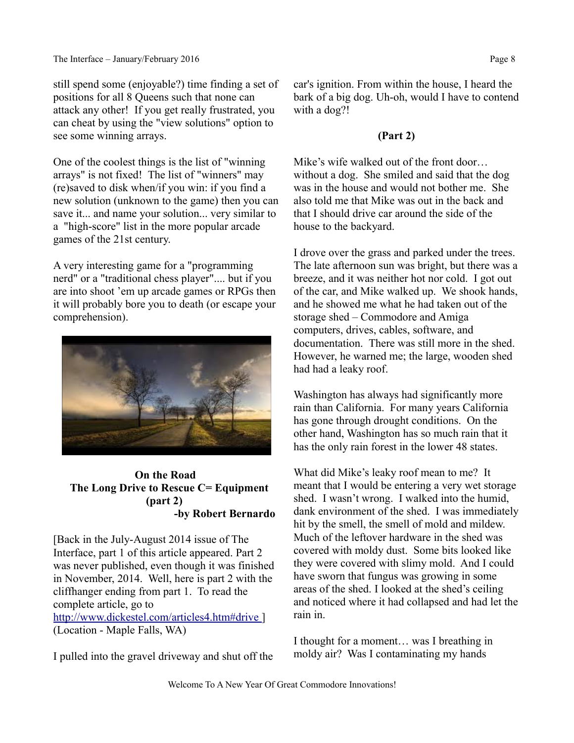still spend some (enjoyable?) time finding a set of positions for all 8 Queens such that none can attack any other! If you get really frustrated, you can cheat by using the "view solutions" option to see some winning arrays.

One of the coolest things is the list of "winning arrays" is not fixed! The list of "winners" may (re)saved to disk when/if you win: if you find a new solution (unknown to the game) then you can save it... and name your solution... very similar to a "high-score" list in the more popular arcade games of the 21st century.

A very interesting game for a "programming nerd" or a "traditional chess player".... but if you are into shoot 'em up arcade games or RPGs then it will probably bore you to death (or escape your comprehension).

**On the Road**
**The Long Drive to Rescue C= Equipment (part 2)**
**-by Robert Bernardo**

[Back in the July-August 2014 issue of The Interface, part 1 of this article appeared. Part 2 was never published, even though it was finished in November, 2014. Well, here is part 2 with the cliffhanger ending from part 1. To read the complete article, go to http://www.dickestel.com/articles4.htm#drive ] (Location - Maple Falls, WA)

I pulled into the gravel driveway and shut off the car's ignition. From within the house, I heard the bark of a big dog. Uh-oh, would I have to contend with a dog?!

**(Part 2)**

Mike's wife walked out of the front door… without a dog. She smiled and said that the dog was in the house and would not bother me. She also told me that Mike was out in the back and that I should drive car around the side of the house to the backyard.

I drove over the grass and parked under the trees. The late afternoon sun was bright, but there was a breeze, and it was neither hot nor cold. I got out of the car, and Mike walked up. We shook hands, and he showed me what he had taken out of the storage shed – Commodore and Amiga computers, drives, cables, software, and documentation. There was still more in the shed. However, he warned me; the large, wooden shed had had a leaky roof.

Washington has always had significantly more rain than California. For many years California has gone through drought conditions. On the other hand, Washington has so much rain that it has the only rain forest in the lower 48 states.

What did Mike's leaky roof mean to me? It meant that I would be entering a very wet storage shed. I wasn't wrong. I walked into the humid, dank environment of the shed. I was immediately hit by the smell, the smell of mold and mildew. Much of the leftover hardware in the shed was covered with moldy dust. Some bits looked like they were covered with slimy mold. And I could have sworn that fungus was growing in some areas of the shed. I looked at the shed's ceiling and noticed where it had collapsed and had let the rain in.

I thought for a moment… was I breathing in moldy air? Was I contaminating my hands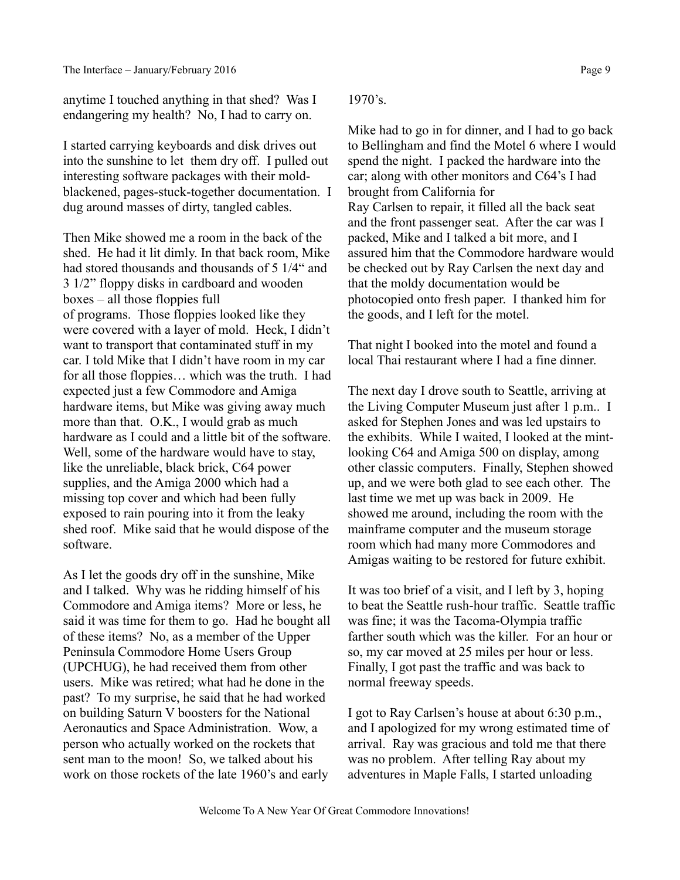anytime I touched anything in that shed? Was I endangering my health? No, I had to carry on.

I started carrying keyboards and disk drives out into the sunshine to let them dry off. I pulled out interesting software packages with their mold-blackened, pages-stuck-together documentation. I dug around masses of dirty, tangled cables.

Then Mike showed me a room in the back of the shed. He had it lit dimly. In that back room, Mike had stored thousands and thousands of 5 1/4" and 3 1/2" floppy disks in cardboard and wooden boxes – all those floppies full of programs. Those floppies looked like they were covered with a layer of mold. Heck, I didn't want to transport that contaminated stuff in my car. I told Mike that I didn't have room in my car for all those floppies… which was the truth. I had expected just a few Commodore and Amiga hardware items, but Mike was giving away much more than that. O.K., I would grab as much hardware as I could and a little bit of the software. Well, some of the hardware would have to stay, like the unreliable, black brick, C64 power supplies, and the Amiga 2000 which had a missing top cover and which had been fully exposed to rain pouring into it from the leaky shed roof. Mike said that he would dispose of the software.

As I let the goods dry off in the sunshine, Mike and I talked. Why was he ridding himself of his Commodore and Amiga items? More or less, he said it was time for them to go. Had he bought all of these items? No, as a member of the Upper Peninsula Commodore Home Users Group (UPCHUG), he had received them from other users. Mike was retired; what had he done in the past? To my surprise, he said that he had worked on building Saturn V boosters for the National Aeronautics and Space Administration. Wow, a person who actually worked on the rockets that sent man to the moon! So, we talked about his work on those rockets of the late 1960's and early 1970's.

Mike had to go in for dinner, and I had to go back to Bellingham and find the Motel 6 where I would spend the night. I packed the hardware into the car; along with other monitors and C64's I had brought from California for Ray Carlsen to repair, it filled all the back seat and the front passenger seat. After the car was I packed, Mike and I talked a bit more, and I assured him that the Commodore hardware would be checked out by Ray Carlsen the next day and that the moldy documentation would be photocopied onto fresh paper. I thanked him for the goods, and I left for the motel.

That night I booked into the motel and found a local Thai restaurant where I had a fine dinner.

The next day I drove south to Seattle, arriving at the Living Computer Museum just after 1 p.m.. I asked for Stephen Jones and was led upstairs to the exhibits. While I waited, I looked at the mint-looking C64 and Amiga 500 on display, among other classic computers. Finally, Stephen showed up, and we were both glad to see each other. The last time we met up was back in 2009. He showed me around, including the room with the mainframe computer and the museum storage room which had many more Commodores and Amigas waiting to be restored for future exhibit.

It was too brief of a visit, and I left by 3, hoping to beat the Seattle rush-hour traffic. Seattle traffic was fine; it was the Tacoma-Olympia traffic farther south which was the killer. For an hour or so, my car moved at 25 miles per hour or less. Finally, I got past the traffic and was back to normal freeway speeds.

I got to Ray Carlsen's house at about 6:30 p.m., and I apologized for my wrong estimated time of arrival. Ray was gracious and told me that there was no problem. After telling Ray about my adventures in Maple Falls, I started unloading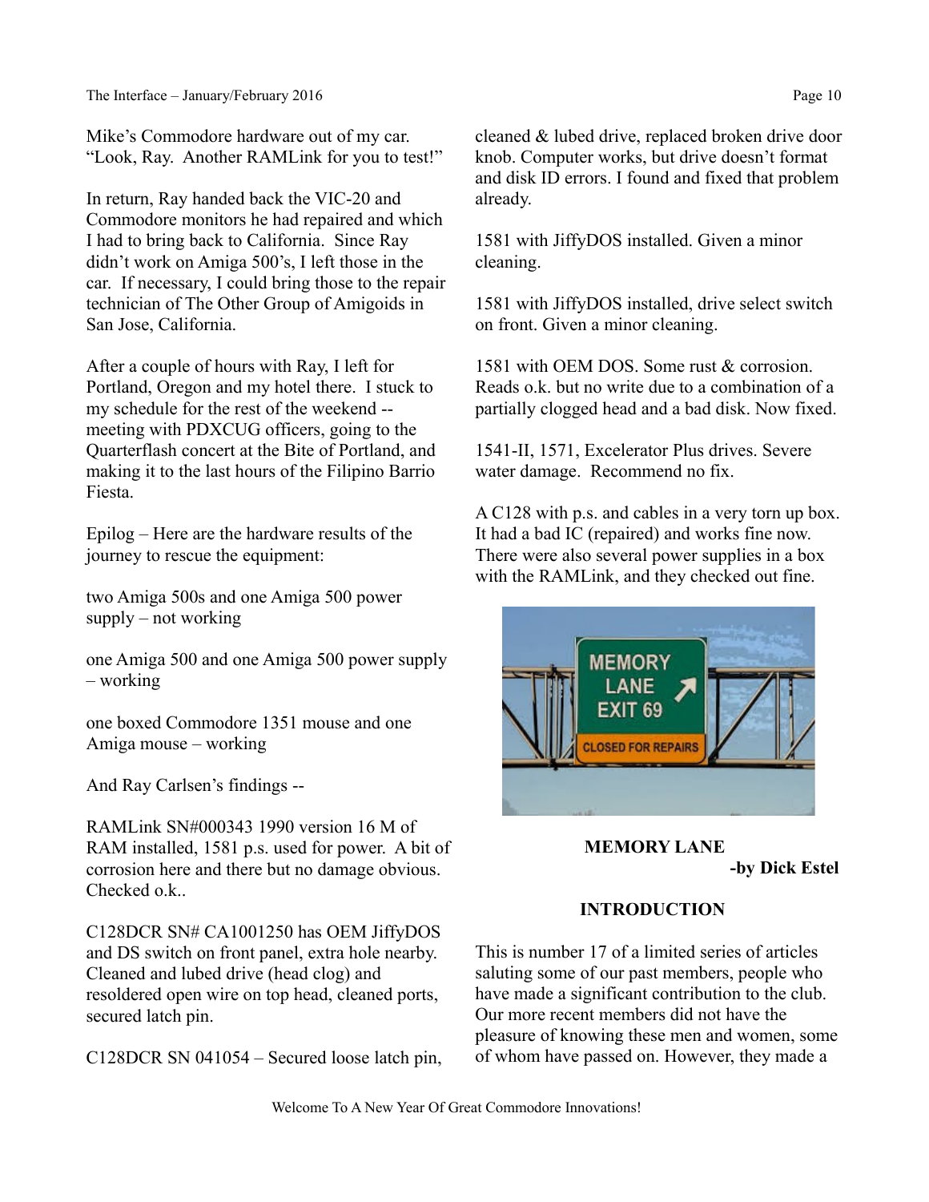Mike's Commodore hardware out of my car. "Look, Ray. Another RAMLink for you to test!"

In return, Ray handed back the VIC-20 and Commodore monitors he had repaired and which I had to bring back to California. Since Ray didn't work on Amiga 500's, I left those in the car. If necessary, I could bring those to the repair technician of The Other Group of Amigoids in San Jose, California.

After a couple of hours with Ray, I left for Portland, Oregon and my hotel there. I stuck to my schedule for the rest of the weekend -- meeting with PDXCUG officers, going to the Quarterflash concert at the Bite of Portland, and making it to the last hours of the Filipino Barrio Fiesta.

Epilog – Here are the hardware results of the journey to rescue the equipment:

two Amiga 500s and one Amiga 500 power supply – not working

one Amiga 500 and one Amiga 500 power supply – working

one boxed Commodore 1351 mouse and one Amiga mouse – working

And Ray Carlsen's findings --

RAMLink SN#000343 1990 version 16 M of RAM installed, 1581 p.s. used for power. A bit of corrosion here and there but no damage obvious. Checked o.k..

C128DCR SN# CA1001250 has OEM JiffyDOS and DS switch on front panel, extra hole nearby. Cleaned and lubed drive (head clog) and resoldered open wire on top head, cleaned ports, secured latch pin.

C128DCR SN 041054 – Secured loose latch pin, cleaned & lubed drive, replaced broken drive door knob. Computer works, but drive doesn't format and disk ID errors. I found and fixed that problem already.

1581 with JiffyDOS installed. Given a minor cleaning.

1581 with JiffyDOS installed, drive select switch on front. Given a minor cleaning.

1581 with OEM DOS. Some rust & corrosion. Reads o.k. but no write due to a combination of a partially clogged head and a bad disk. Now fixed.

1541-II, 1571, Excelerator Plus drives. Severe water damage. Recommend no fix.

A C128 with p.s. and cables in a very torn up box. It had a bad IC (repaired) and works fine now. There were also several power supplies in a box with the RAMLink, and they checked out fine.

## MEMORY LANE

**-by Dick Estel**

### INTRODUCTION

This is number 17 of a limited series of articles saluting some of our past members, people who have made a significant contribution to the club. Our more recent members did not have the pleasure of knowing these men and women, some of whom have passed on. However, they made a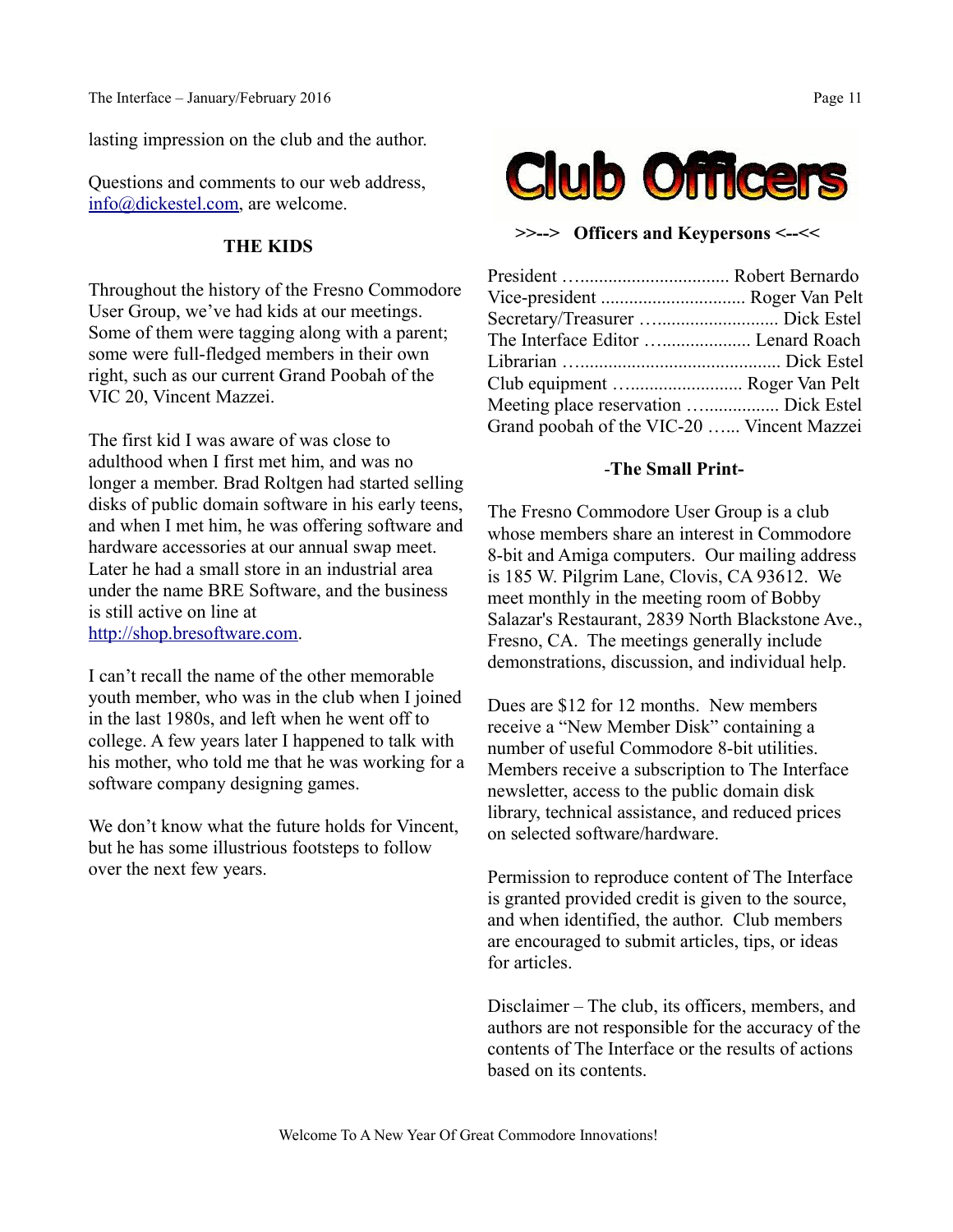lasting impression on the club and the author.

Questions and comments to our web address, info@dickestel.com, are welcome.

### THE KIDS

Throughout the history of the Fresno Commodore User Group, we've had kids at our meetings. Some of them were tagging along with a parent; some were full-fledged members in their own right, such as our current Grand Poobah of the VIC 20, Vincent Mazzei.

The first kid I was aware of was close to adulthood when I first met him, and was no longer a member. Brad Roltgen had started selling disks of public domain software in his early teens, and when I met him, he was offering software and hardware accessories at our annual swap meet. Later he had a small store in an industrial area under the name BRE Software, and the business is still active on line at http://shop.bresoftware.com.

I can't recall the name of the other memorable youth member, who was in the club when I joined in the last 1980s, and left when he went off to college. A few years later I happened to talk with his mother, who told me that he was working for a software company designing games.

We don't know what the future holds for Vincent, but he has some illustrious footsteps to follow over the next few years.

## Club Officers

**>>--> Officers and Keypersons <--<<**

President …................................ Robert Bernardo
Vice-president .............................. Roger Van Pelt
Secretary/Treasurer …......................... Dick Estel
The Interface Editor …................... Lenard Roach
Librarian …........................................... Dick Estel
Club equipment ….......................... Roger Van Pelt
Meeting place reservation ….................. Dick Estel
Grand poobah of the VIC-20 …... Vincent Mazzei

### -The Small Print-

The Fresno Commodore User Group is a club whose members share an interest in Commodore 8-bit and Amiga computers. Our mailing address is 185 W. Pilgrim Lane, Clovis, CA 93612. We meet monthly in the meeting room of Bobby Salazar's Restaurant, 2839 North Blackstone Ave., Fresno, CA. The meetings generally include demonstrations, discussion, and individual help.

Dues are $12 for 12 months. New members receive a "New Member Disk" containing a number of useful Commodore 8-bit utilities. Members receive a subscription to The Interface newsletter, access to the public domain disk library, technical assistance, and reduced prices on selected software/hardware.

Permission to reproduce content of The Interface is granted provided credit is given to the source, and when identified, the author. Club members are encouraged to submit articles, tips, or ideas for articles.

Disclaimer – The club, its officers, members, and authors are not responsible for the accuracy of the contents of The Interface or the results of actions based on its contents.

Welcome To A New Year Of Great Commodore Innovations!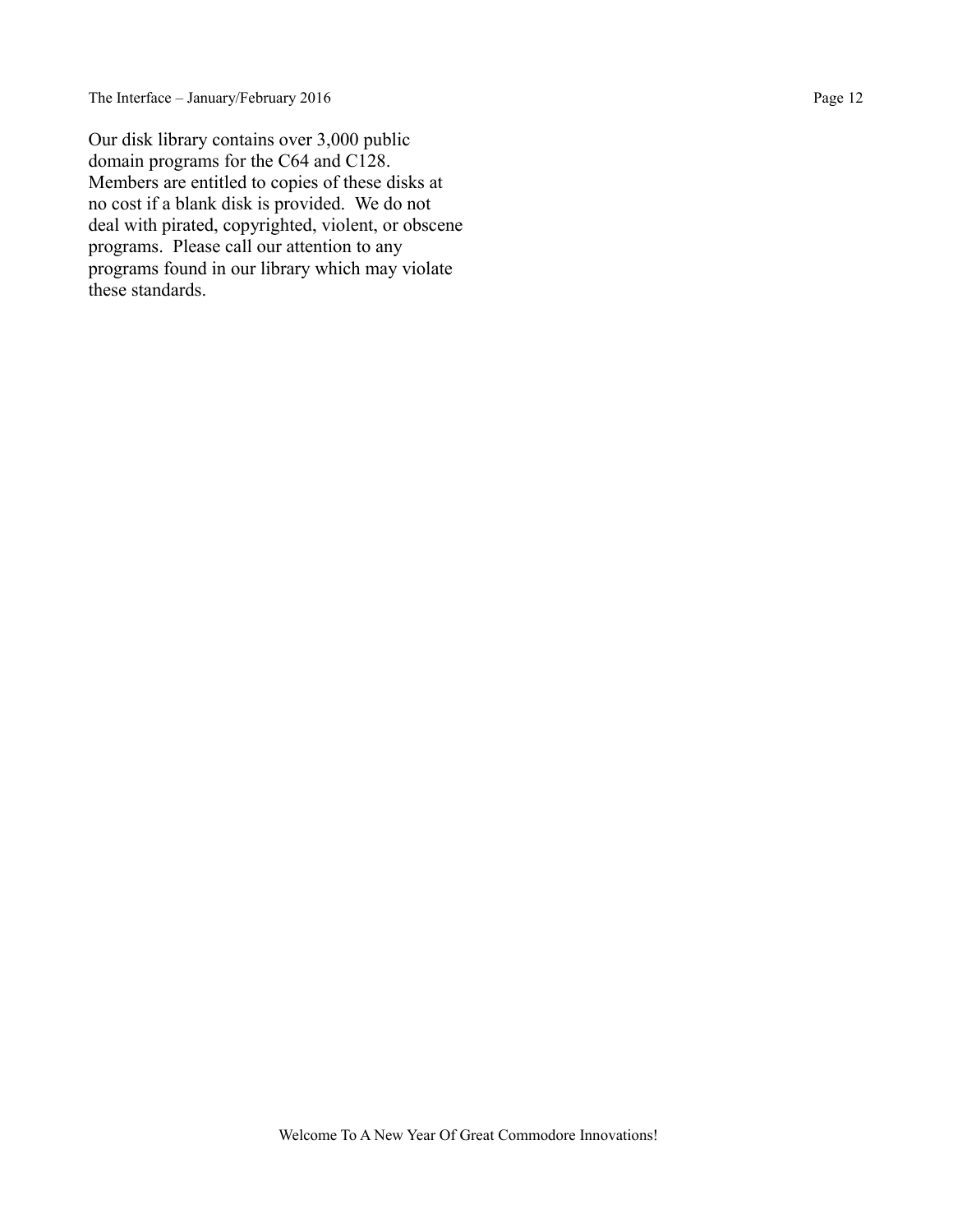Our disk library contains over 3,000 public domain programs for the C64 and C128. Members are entitled to copies of these disks at no cost if a blank disk is provided. We do not deal with pirated, copyrighted, violent, or obscene programs. Please call our attention to any programs found in our library which may violate these standards.